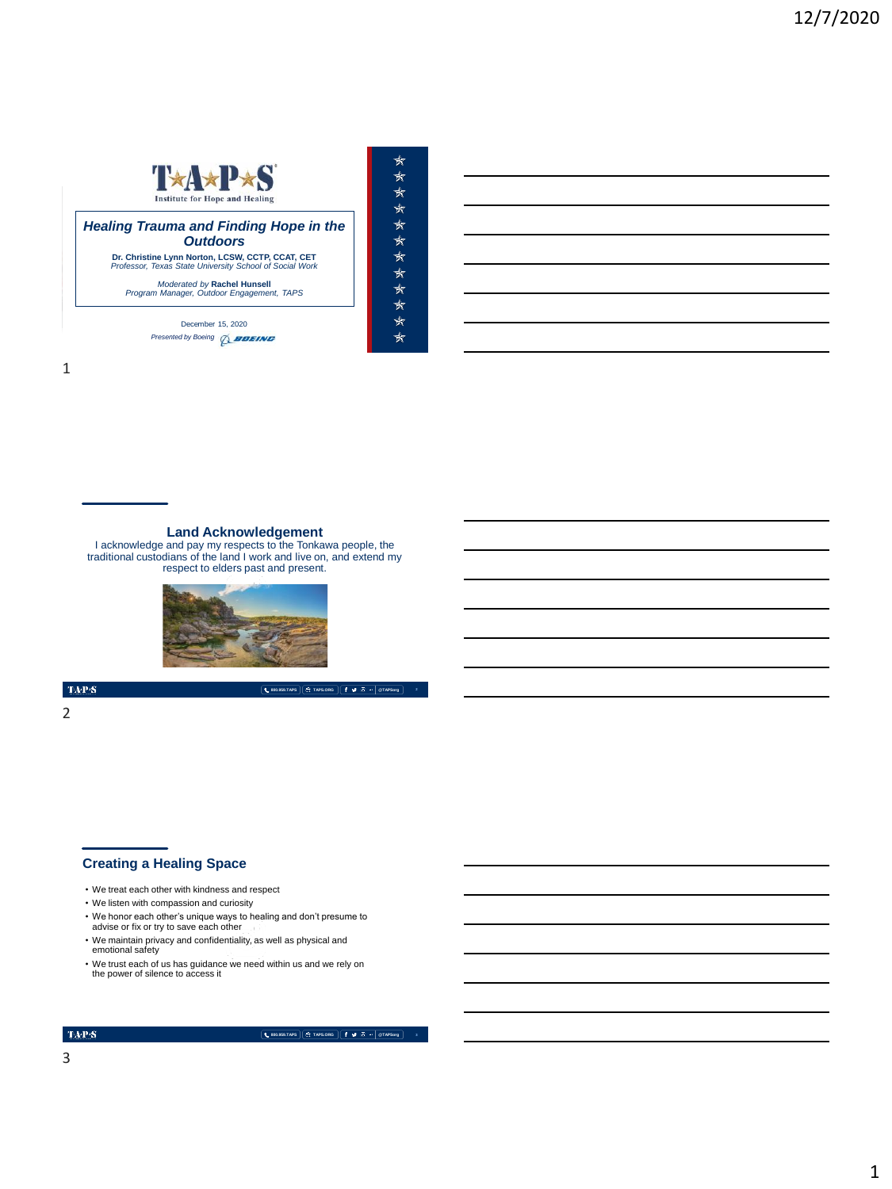# Healing Trauma and Finding Hope in the Outdoors

TAPS Institute for Hope and Healing

**Dr. Christine Lynn Norton, LCSW, CCTP, CCAT, CET**
*Professor, Texas State University School of Social Work*

*Moderated by* **Rachel Hunsell**
*Program Manager, Outdoor Engagement, TAPS*

December 15, 2020

*Presented by Boeing*

## Land Acknowledgement

I acknowledge and pay my respects to the Tonkawa people, the traditional custodians of the land I work and live on, and extend my respect to elders past and present.

## Creating a Healing Space

- We treat each other with kindness and respect
- We listen with compassion and curiosity
- We honor each other's unique ways to healing and don't presume to advise or fix or try to save each other
- We maintain privacy and confidentiality, as well as physical and emotional safety
- We trust each of us has guidance we need within us and we rely on the power of silence to access it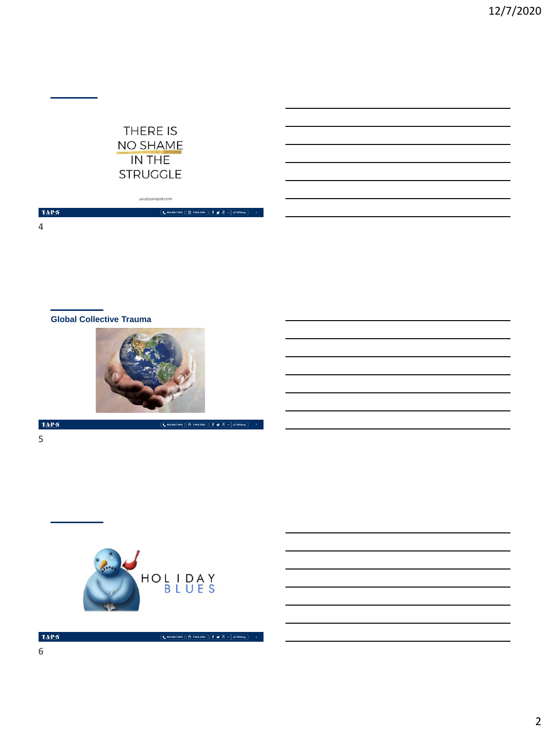THERE IS
NO SHAME
IN THE
STRUGGLE

yourjoyologist.com

## Global Collective Trauma

HOLIDAY
BLUES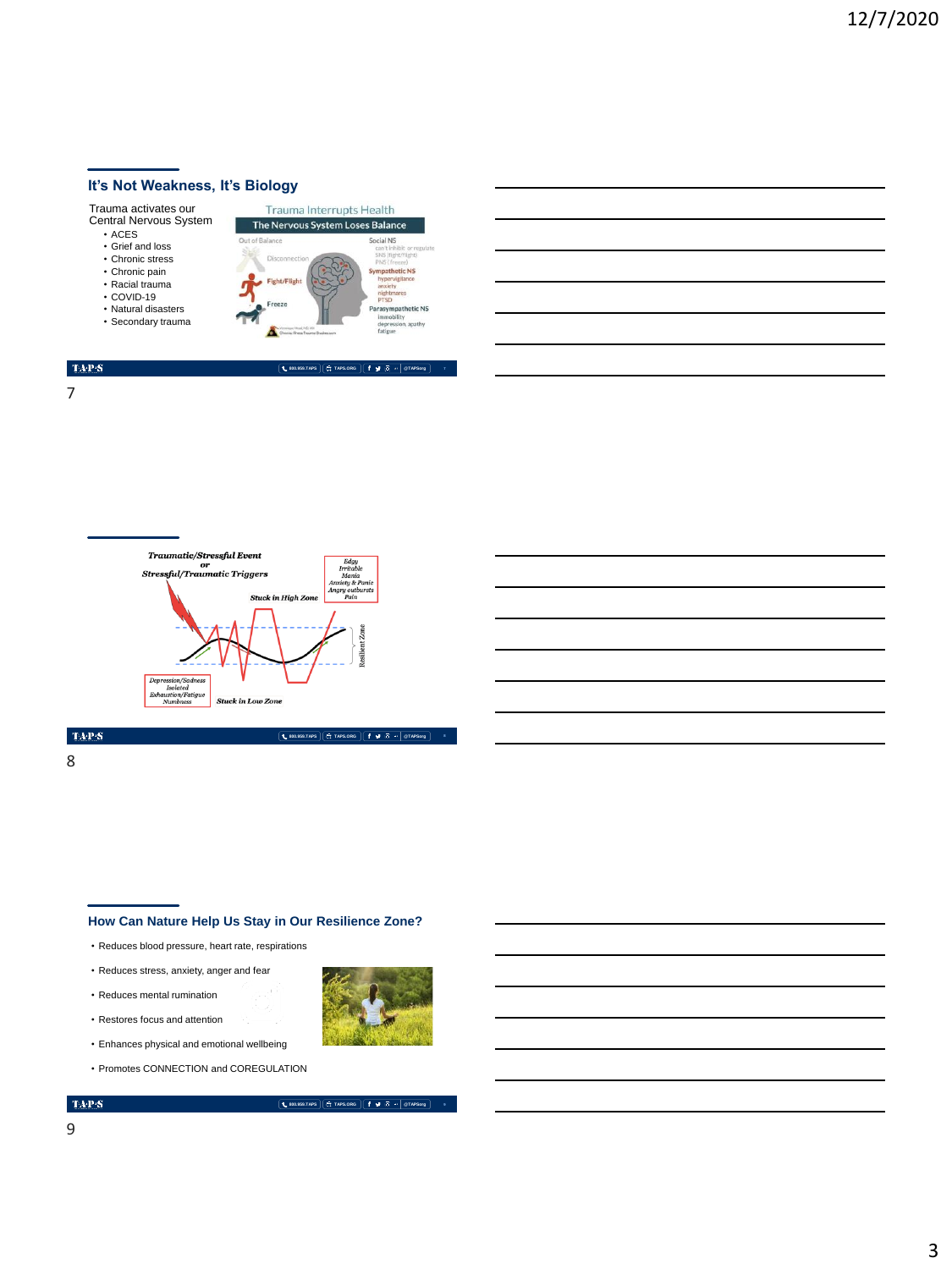## It's Not Weakness, It's Biology

Trauma activates our Central Nervous System

- ACES
- Grief and loss
- Chronic stress
- Chronic pain
- Racial trauma
- COVID-19
- Natural disasters
- Secondary trauma

Trauma Interrupts Health

The Nervous System Loses Balance

Out of Balance — Disconnection — Fight/Flight — Freeze

Social NS: can't inhibit or regulate SNS (fight/flight) PNS (freeze)

Sympathetic NS: hypervigilance, anxiety, nightmares, PTSD

Parasympathetic NS: immobility, depression, apathy, fatigue

---

*Traumatic/Stressful Event*
*or*
*Stressful/Traumatic Triggers*

*Edgy, Irritable, Mania, Anxiety & Panic, Angry outbursts, Pain*

*Stuck in High Zone*

Resilient Zone

*Depression/Sadness, Isolated, Exhaustion/Fatigue, Numbness*

*Stuck in Low Zone*

---

## How Can Nature Help Us Stay in Our Resilience Zone?

- Reduces blood pressure, heart rate, respirations
- Reduces stress, anxiety, anger and fear
- Reduces mental rumination
- Restores focus and attention
- Enhances physical and emotional wellbeing
- Promotes CONNECTION and COREGULATION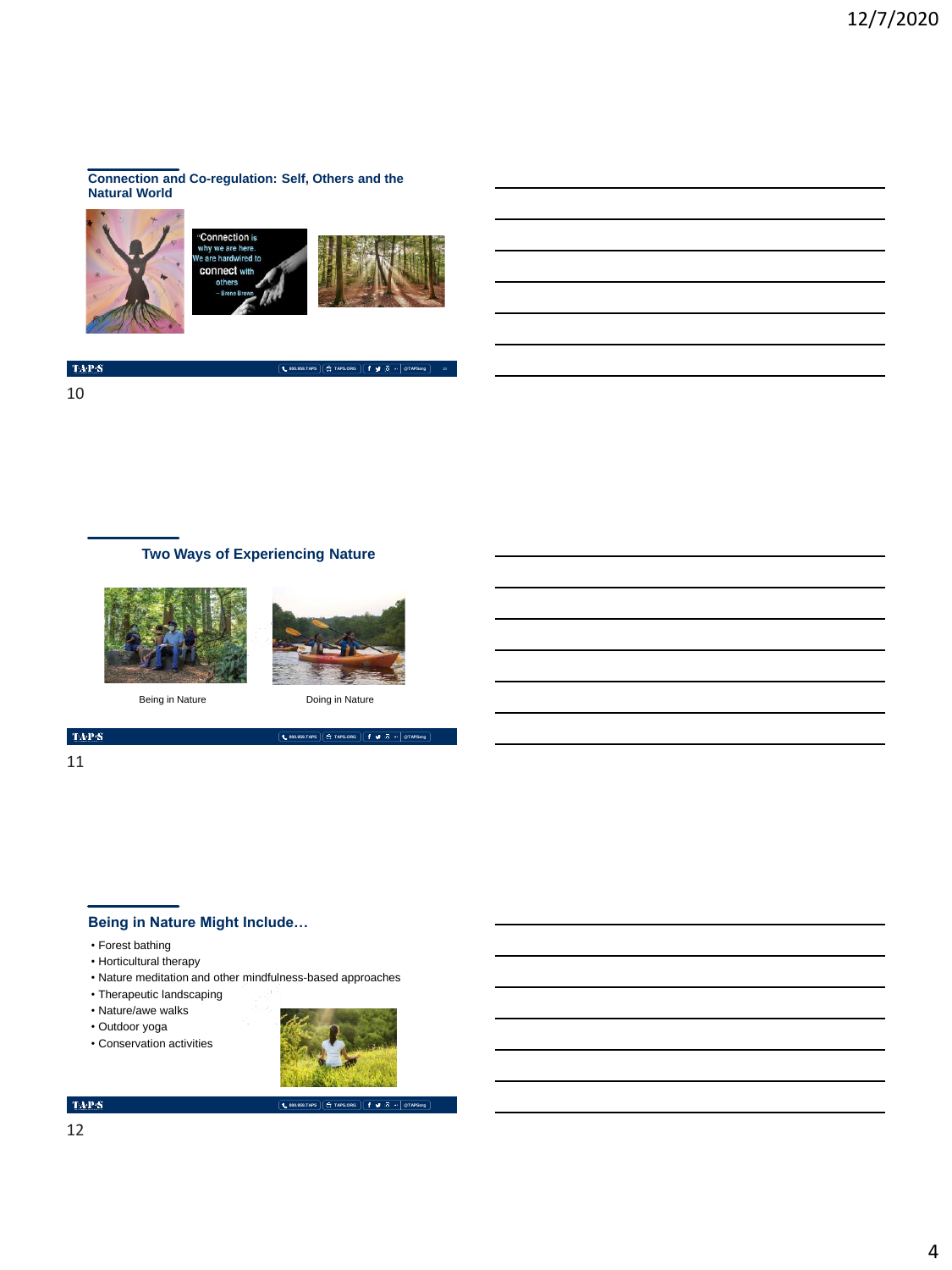## Connection and Co-regulation: Self, Others and the Natural World

"Connection is why we are here. We are hardwired to connect with others
– Brene Brown

## Two Ways of Experiencing Nature

Being in Nature

Doing in Nature

## Being in Nature Might Include…

- Forest bathing
- Horticultural therapy
- Nature meditation and other mindfulness-based approaches
- Therapeutic landscaping
- Nature/awe walks
- Outdoor yoga
- Conservation activities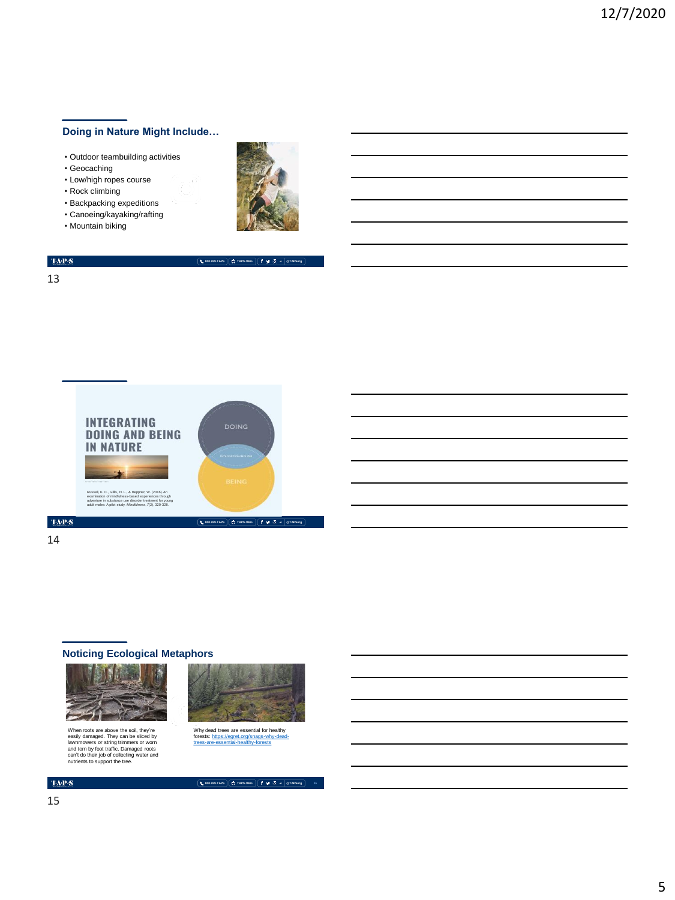## Doing in Nature Might Include…

- Outdoor teambuilding activities
- Geocaching
- Low/high ropes course
- Rock climbing
- Backpacking expeditions
- Canoeing/kayaking/rafting
- Mountain biking

## INTEGRATING DOING AND BEING IN NATURE

DOING

BEING

Russell, K. C., Gillis, H. L., & Heppner, W. (2016). An examination of mindfulness-based experiences through adventure in substance use disorder treatment for young adult males: A pilot study. *Mindfulness, 7*(2), 320-328.

## Noticing Ecological Metaphors

When roots are above the soil, they're easily damaged. They can be sliced by lawnmowers or string trimmers or worn and torn by foot traffic. Damaged roots can't do their job of collecting water and nutrients to support the tree.

Why dead trees are essential for healthy forests: https://egret.org/snags-why-dead-trees-are-essential-healthy-forests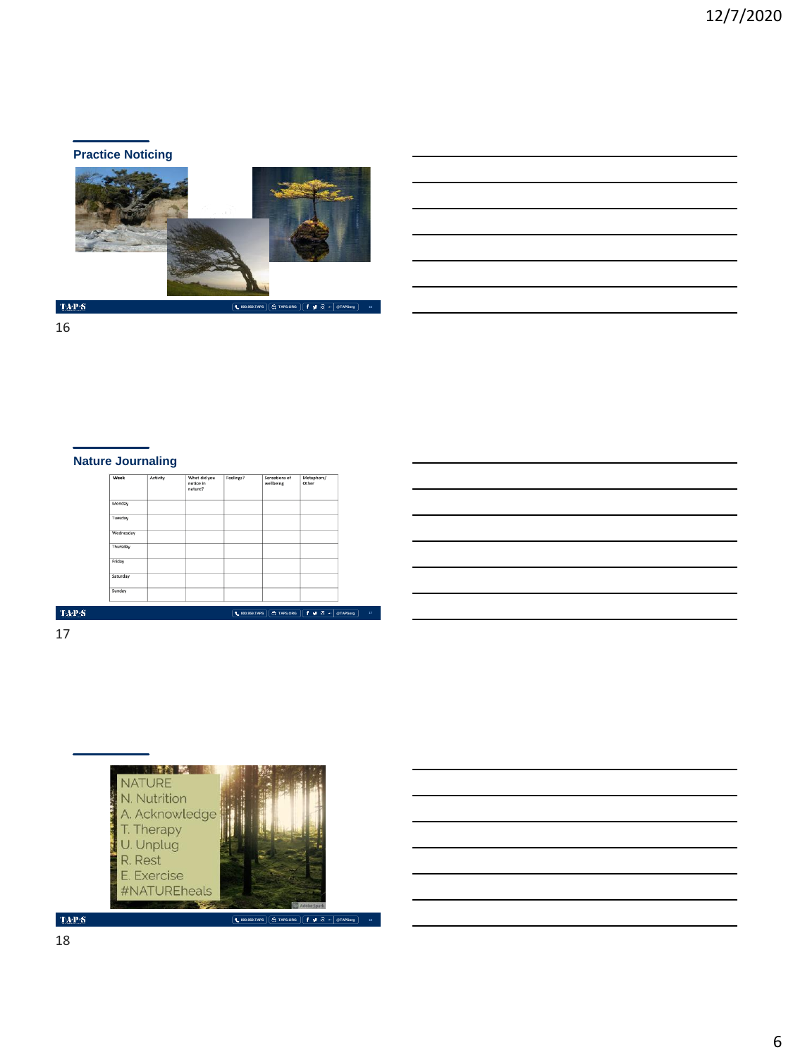## Practice Noticing

## Nature Journaling

| Week | Activity | What did you notice in nature? | Feelings? | Sensations of wellbeing | Metaphors/ Other |
|---|---|---|---|---|---|
| Monday | | | | | |
| Tuesday | | | | | |
| Wednesday | | | | | |
| Thursday | | | | | |
| Friday | | | | | |
| Saturday | | | | | |
| Sunday | | | | | |

NATURE

N. Nutrition

A. Acknowledge

T. Therapy

U. Unplug

R. Rest

E. Exercise

#NATUREheals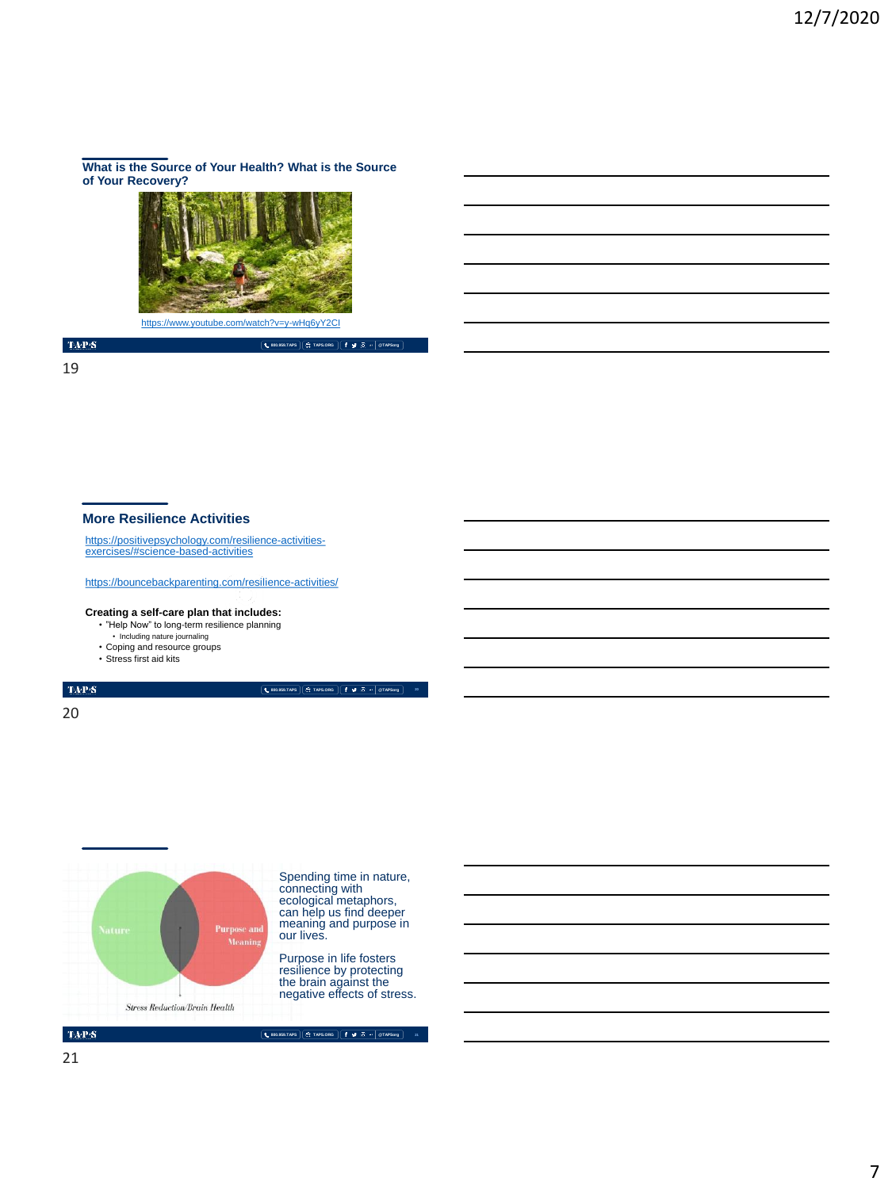## What is the Source of Your Health? What is the Source of Your Recovery?

https://www.youtube.com/watch?v=y-wHq6yY2CI

## More Resilience Activities

https://positivepsychology.com/resilience-activities-exercises/#science-based-activities

https://bouncebackparenting.com/resilience-activities/

**Creating a self-care plan that includes:**

- "Help Now" to long-term resilience planning
  - Including nature journaling
- Coping and resource groups
- Stress first aid kits

Nature

Purpose and Meaning

Stress Reduction/Brain Health

Spending time in nature, connecting with ecological metaphors, can help us find deeper meaning and purpose in our lives.

Purpose in life fosters resilience by protecting the brain against the negative effects of stress.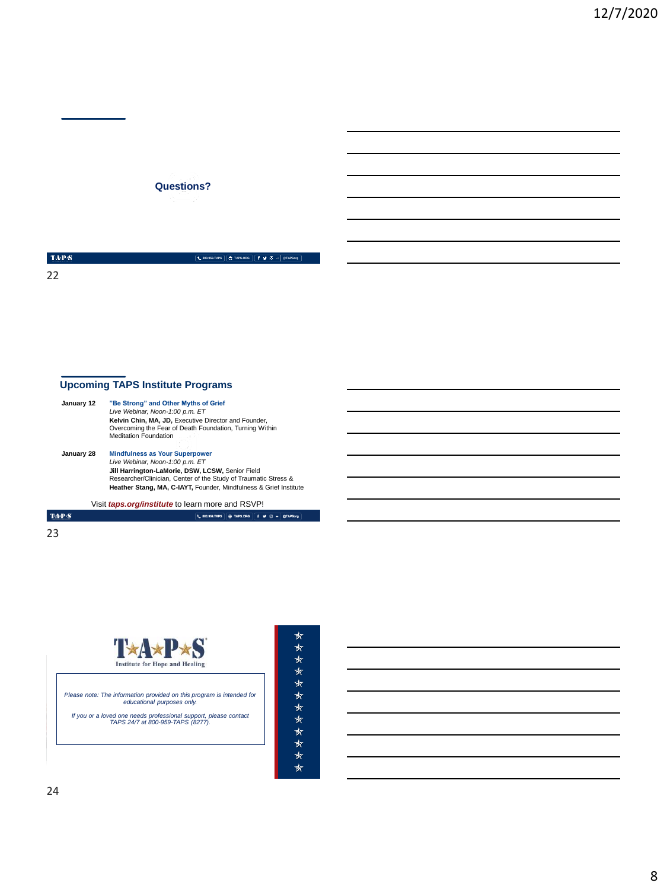## Questions?

## Upcoming TAPS Institute Programs

**January 12**

**"Be Strong" and Other Myths of Grief**
*Live Webinar, Noon-1:00 p.m. ET*
**Kelvin Chin, MA, JD,** Executive Director and Founder, Overcoming the Fear of Death Foundation, Turning Within Meditation Foundation

**January 28**

**Mindfulness as Your Superpower**
*Live Webinar, Noon-1:00 p.m. ET*
**Jill Harrington-LaMorie, DSW, LCSW,** Senior Field Researcher/Clinician, Center of the Study of Traumatic Stress & **Heather Stang, MA, C-IAYT,** Founder, Mindfulness & Grief Institute

Visit ***taps.org/institute*** to learn more and RSVP!

**TAPS**
Institute for Hope and Healing

*Please note: The information provided on this program is intended for educational purposes only.*

*If you or a loved one needs professional support, please contact TAPS 24/7 at 800-959-TAPS (8277).*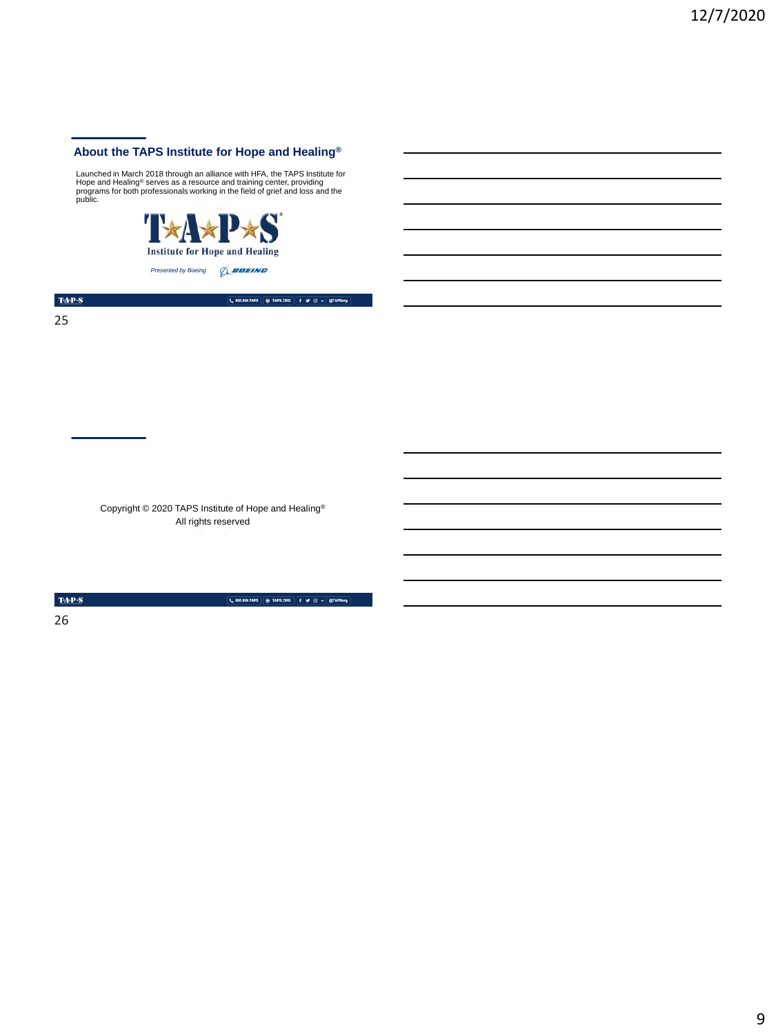## About the TAPS Institute for Hope and Healing®

Launched in March 2018 through an alliance with HFA, the TAPS Institute for Hope and Healing® serves as a resource and training center, providing programs for both professionals working in the field of grief and loss and the public.

T★A★P★S

Institute for Hope and Healing

*Presented by Boeing* BOEING

Copyright © 2020 TAPS Institute of Hope and Healing®
All rights reserved